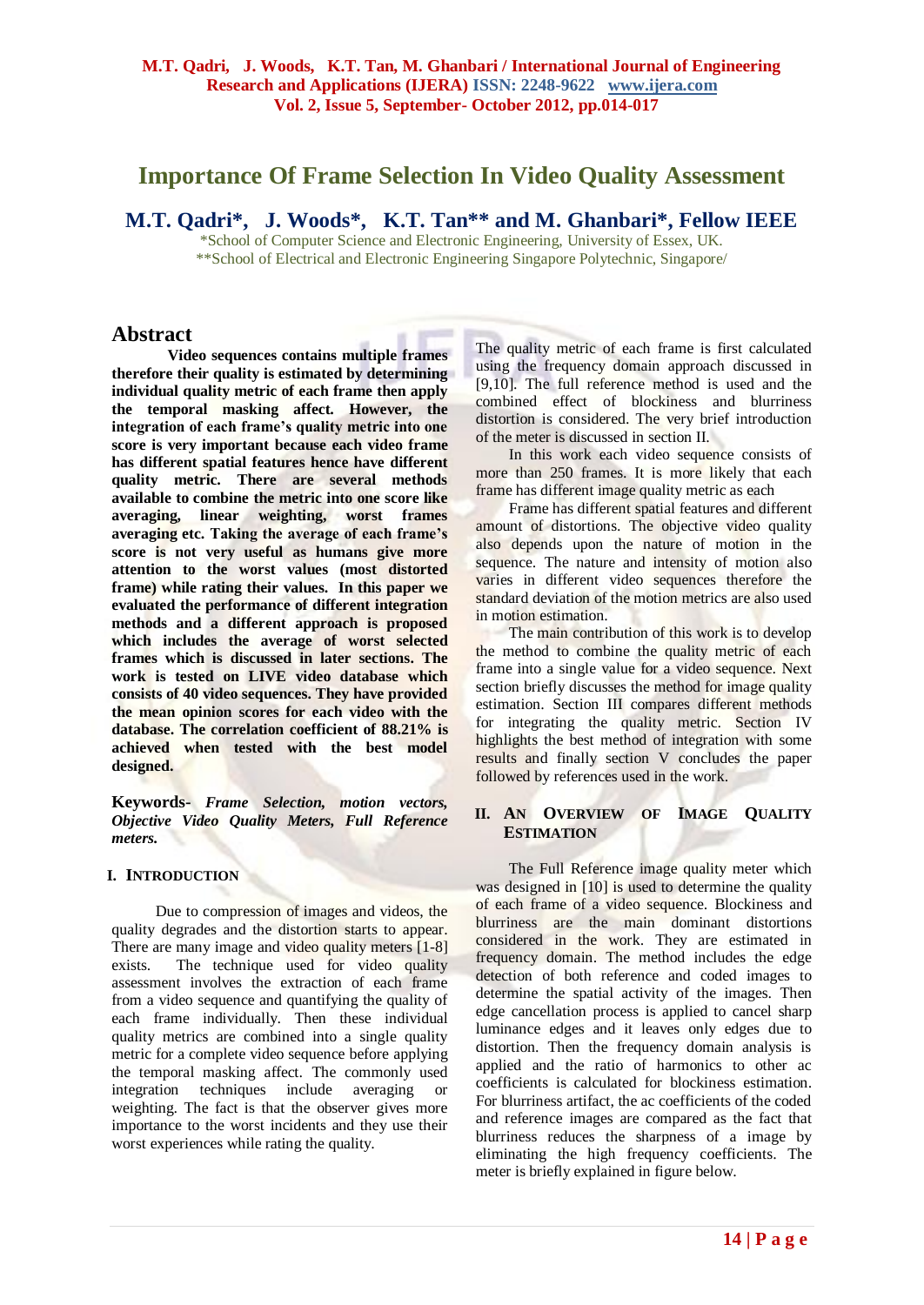# Importance Of Frame Selection In Video Quality Assessment

## M.T. Qadri*, J. Woods*, K.T. Tan** and M. Ghanbari*, Fellow IEEE

*School of Computer Science and Electronic Engineering, University of Essex, UK.
**School of Electrical and Electronic Engineering Singapore Polytechnic, Singapore/

## Abstract

**Video sequences contains multiple frames therefore their quality is estimated by determining individual quality metric of each frame then apply the temporal masking affect. However, the integration of each frame's quality metric into one score is very important because each video frame has different spatial features hence have different quality metric. There are several methods available to combine the metric into one score like averaging, linear weighting, worst frames averaging etc. Taking the average of each frame's score is not very useful as humans give more attention to the worst values (most distorted frame) while rating their values. In this paper we evaluated the performance of different integration methods and a different approach is proposed which includes the average of worst selected frames which is discussed in later sections. The work is tested on LIVE video database which consists of 40 video sequences. They have provided the mean opinion scores for each video with the database. The correlation coefficient of 88.21% is achieved when tested with the best model designed.**

**Keywords-** ***Frame Selection, motion vectors, Objective Video Quality Meters, Full Reference meters.***

## I. Introduction

Due to compression of images and videos, the quality degrades and the distortion starts to appear. There are many image and video quality meters [1-8] exists. The technique used for video quality assessment involves the extraction of each frame from a video sequence and quantifying the quality of each frame individually. Then these individual quality metrics are combined into a single quality metric for a complete video sequence before applying the temporal masking affect. The commonly used integration techniques include averaging or weighting. The fact is that the observer gives more importance to the worst incidents and they use their worst experiences while rating the quality.

The quality metric of each frame is first calculated using the frequency domain approach discussed in [9,10]. The full reference method is used and the combined effect of blockiness and blurriness distortion is considered. The very brief introduction of the meter is discussed in section II.

In this work each video sequence consists of more than 250 frames. It is more likely that each frame has different image quality metric as each

Frame has different spatial features and different amount of distortions. The objective video quality also depends upon the nature of motion in the sequence. The nature and intensity of motion also varies in different video sequences therefore the standard deviation of the motion metrics are also used in motion estimation.

The main contribution of this work is to develop the method to combine the quality metric of each frame into a single value for a video sequence. Next section briefly discusses the method for image quality estimation. Section III compares different methods for integrating the quality metric. Section IV highlights the best method of integration with some results and finally section V concludes the paper followed by references used in the work.

## II. An Overview of Image Quality Estimation

The Full Reference image quality meter which was designed in [10] is used to determine the quality of each frame of a video sequence. Blockiness and blurriness are the main dominant distortions considered in the work. They are estimated in frequency domain. The method includes the edge detection of both reference and coded images to determine the spatial activity of the images. Then edge cancellation process is applied to cancel sharp luminance edges and it leaves only edges due to distortion. Then the frequency domain analysis is applied and the ratio of harmonics to other ac coefficients is calculated for blockiness estimation. For blurriness artifact, the ac coefficients of the coded and reference images are compared as the fact that blurriness reduces the sharpness of a image by eliminating the high frequency coefficients. The meter is briefly explained in figure below.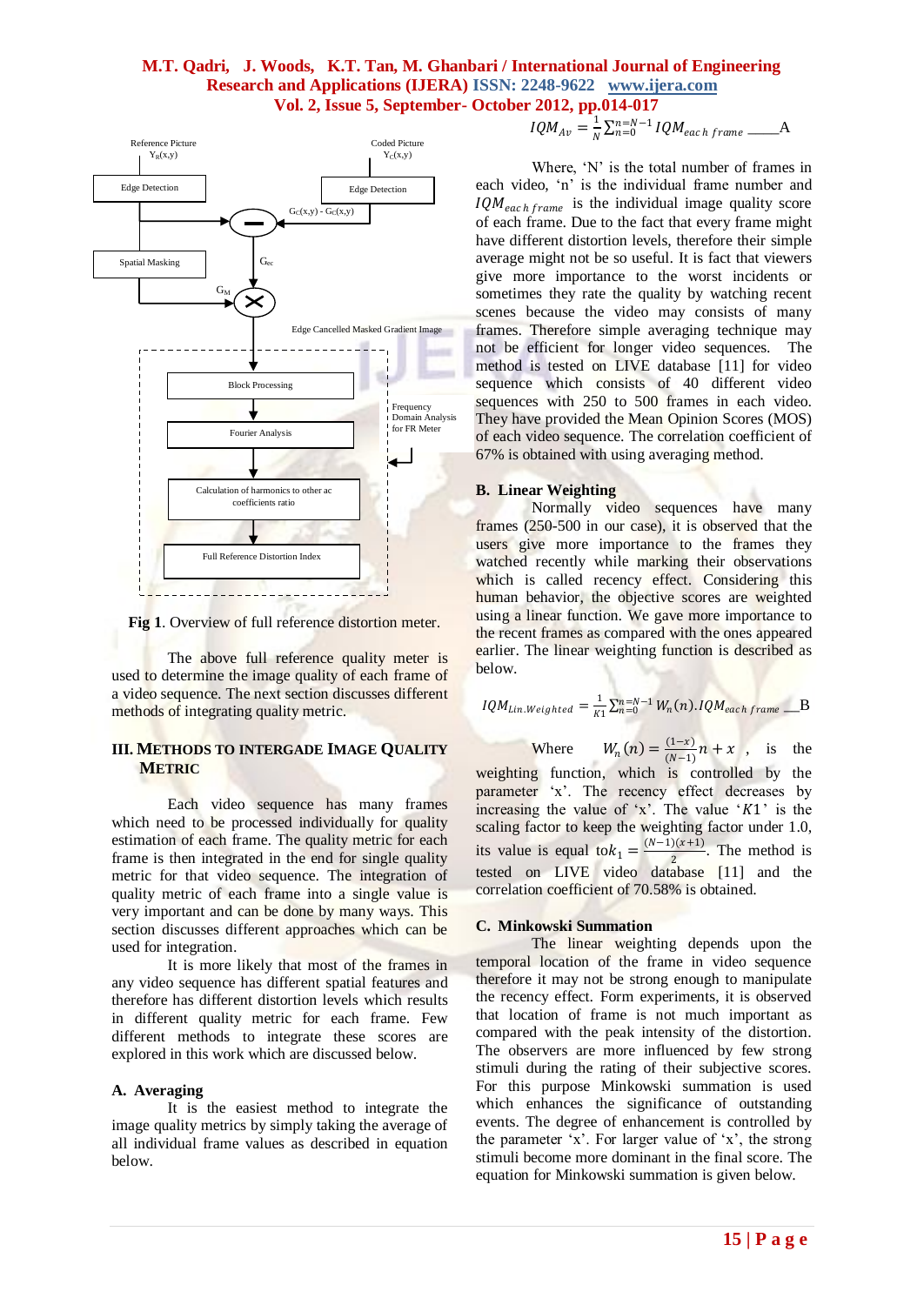Fig 1. Overview of full reference distortion meter.

The above full reference quality meter is used to determine the image quality of each frame of a video sequence. The next section discusses different methods of integrating quality metric.

## III. METHODS TO INTERGADE IMAGE QUALITY METRIC

Each video sequence has many frames which need to be processed individually for quality estimation of each frame. The quality metric for each frame is then integrated in the end for single quality metric for that video sequence. The integration of quality metric of each frame into a single value is very important and can be done by many ways. This section discusses different approaches which can be used for integration.

It is more likely that most of the frames in any video sequence has different spatial features and therefore has different distortion levels which results in different quality metric for each frame. Few different methods to integrate these scores are explored in this work which are discussed below.

### A. Averaging

It is the easiest method to integrate the image quality metrics by simply taking the average of all individual frame values as described in equation below.

$$IQM_{Av} = \frac{1}{N}\sum_{n=0}^{n=N-1} IQM_{each\ frame} \quad \text{A}$$

Where, 'N' is the total number of frames in each video, 'n' is the individual frame number and $IQM_{each\ frame}$ is the individual image quality score of each frame. Due to the fact that every frame might have different distortion levels, therefore their simple average might not be so useful. It is fact that viewers give more importance to the worst incidents or sometimes they rate the quality by watching recent scenes because the video may consists of many frames. Therefore simple averaging technique may not be efficient for longer video sequences. The method is tested on LIVE database [11] for video sequence which consists of 40 different video sequences with 250 to 500 frames in each video. They have provided the Mean Opinion Scores (MOS) of each video sequence. The correlation coefficient of 67% is obtained with using averaging method.

### B. Linear Weighting

Normally video sequences have many frames (250-500 in our case), it is observed that the users give more importance to the frames they watched recently while marking their observations which is called recency effect. Considering this human behavior, the objective scores are weighted using a linear function. We gave more importance to the recent frames as compared with the ones appeared earlier. The linear weighting function is described as below.

$$IQM_{Lin.Weighted} = \frac{1}{K1}\sum_{n=0}^{n=N-1} W_n(n).IQM_{each\ frame} \quad \text{B}$$

Where $W_n(n) = \frac{(1-x)}{(N-1)}n + x$, is the weighting function, which is controlled by the parameter 'x'. The recency effect decreases by increasing the value of 'x'. The value '$K1$' is the scaling factor to keep the weighting factor under 1.0, its value is equal to $k_1 = \frac{(N-1)(x+1)}{2}$. The method is tested on LIVE video database [11] and the correlation coefficient of 70.58% is obtained.

### C. Minkowski Summation

The linear weighting depends upon the temporal location of the frame in video sequence therefore it may not be strong enough to manipulate the recency effect. Form experiments, it is observed that location of frame is not much important as compared with the peak intensity of the distortion. The observers are more influenced by few strong stimuli during the rating of their subjective scores. For this purpose Minkowski summation is used which enhances the significance of outstanding events. The degree of enhancement is controlled by the parameter 'x'. For larger value of 'x', the strong stimuli become more dominant in the final score. The equation for Minkowski summation is given below.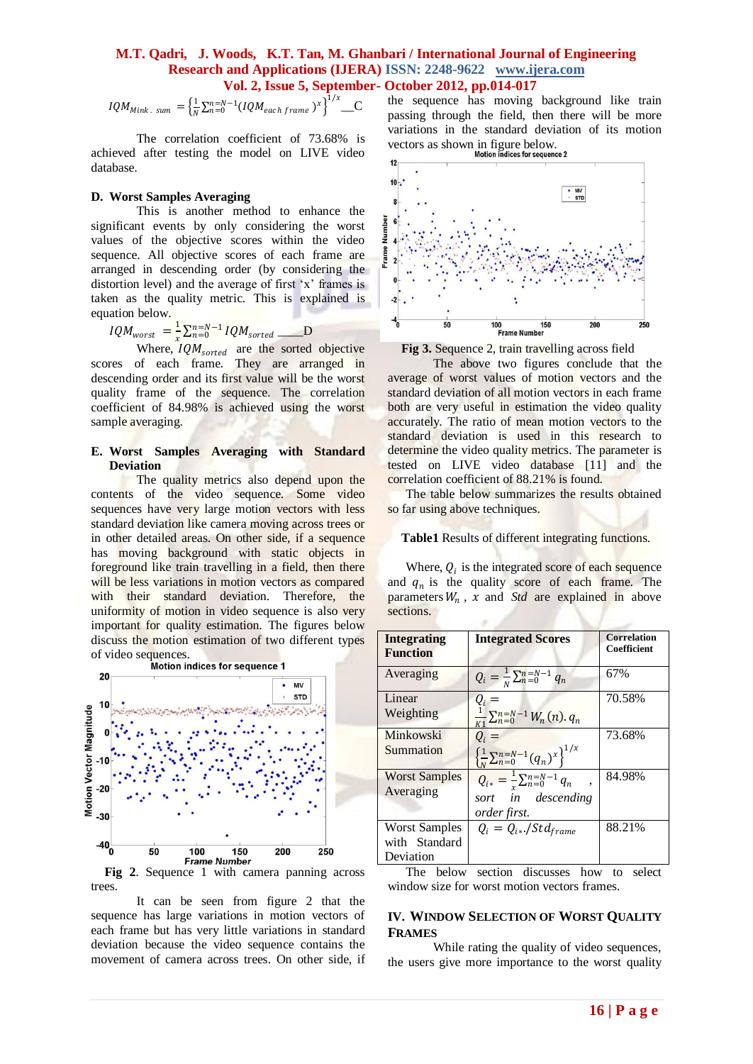$$IQM_{Mink.\ sum} = \left\{\frac{1}{N}\sum_{n=0}^{n=N-1}(IQM_{each\ frame})^{x}\right\}^{1/x} \quad \text{—C}$$

The correlation coefficient of 73.68% is achieved after testing the model on LIVE video database.

### D. Worst Samples Averaging

This is another method to enhance the significant events by only considering the worst values of the objective scores within the video sequence. All objective scores of each frame are arranged in descending order (by considering the distortion level) and the average of first 'x' frames is taken as the quality metric. This is explained is equation below.

$$IQM_{worst} = \frac{1}{x}\sum_{n=0}^{n=N-1} IQM_{sorted} \quad \text{—D}$$

Where, $IQM_{sorted}$ are the sorted objective scores of each frame. They are arranged in descending order and its first value will be the worst quality frame of the sequence. The correlation coefficient of 84.98% is achieved using the worst sample averaging.

### E. Worst Samples Averaging with Standard Deviation

The quality metrics also depend upon the contents of the video sequence. Some video sequences have very large motion vectors with less standard deviation like camera moving across trees or in other detailed areas. On other side, if a sequence has moving background with static objects in foreground like train travelling in a field, then there will be less variations in motion vectors as compared with their standard deviation. Therefore, the uniformity of motion in video sequence is also very important for quality estimation. The figures below discuss the motion estimation of two different types of video sequences.

**Fig 2**. Sequence 1 with camera panning across trees.

It can be seen from figure 2 that the sequence has large variations in motion vectors of each frame but has very little variations in standard deviation because the video sequence contains the movement of camera across trees. On other side, if the sequence has moving background like train passing through the field, then there will be more variations in the standard deviation of its motion vectors as shown in figure below.

**Fig 3.** Sequence 2, train travelling across field

The above two figures conclude that the average of worst values of motion vectors and the standard deviation of all motion vectors in each frame both are very useful in estimation the video quality accurately. The ratio of mean motion vectors to the standard deviation is used in this research to determine the video quality metrics. The parameter is tested on LIVE video database [11] and the correlation coefficient of 88.21% is found.

The table below summarizes the results obtained so far using above techniques.

**Table1** Results of different integrating functions.

Where, $Q_i$ is the integrated score of each sequence and $q_n$ is the quality score of each frame. The parameters $W_n$ , $x$ and $Std$ are explained in above sections.

| Integrating Function | Integrated Scores | Correlation Coefficient |
|---|---|---|
| Averaging | $Q_i = \frac{1}{N}\sum_{n=0}^{n=N-1} q_n$ | 67% |
| Linear Weighting | $Q_i = \frac{1}{K1}\sum_{n=0}^{n=N-1} W_n(n).q_n$ | 70.58% |
| Minkowski Summation | $Q_i = \left\{\frac{1}{N}\sum_{n=0}^{n=N-1}(q_n)^{x}\right\}^{1/x}$ | 73.68% |
| Worst Samples Averaging | $Q_{i*} = \frac{1}{x}\sum_{n=0}^{n=N-1} q_n$ , *sort in descending order first.* | 84.98% |
| Worst Samples with Standard Deviation | $Q_i = Q_{i*}./Std_{frame}$ | 88.21% |

The below section discusses how to select window size for worst motion vectors frames.

## IV. Window Selection of Worst Quality Frames

While rating the quality of video sequences, the users give more importance to the worst quality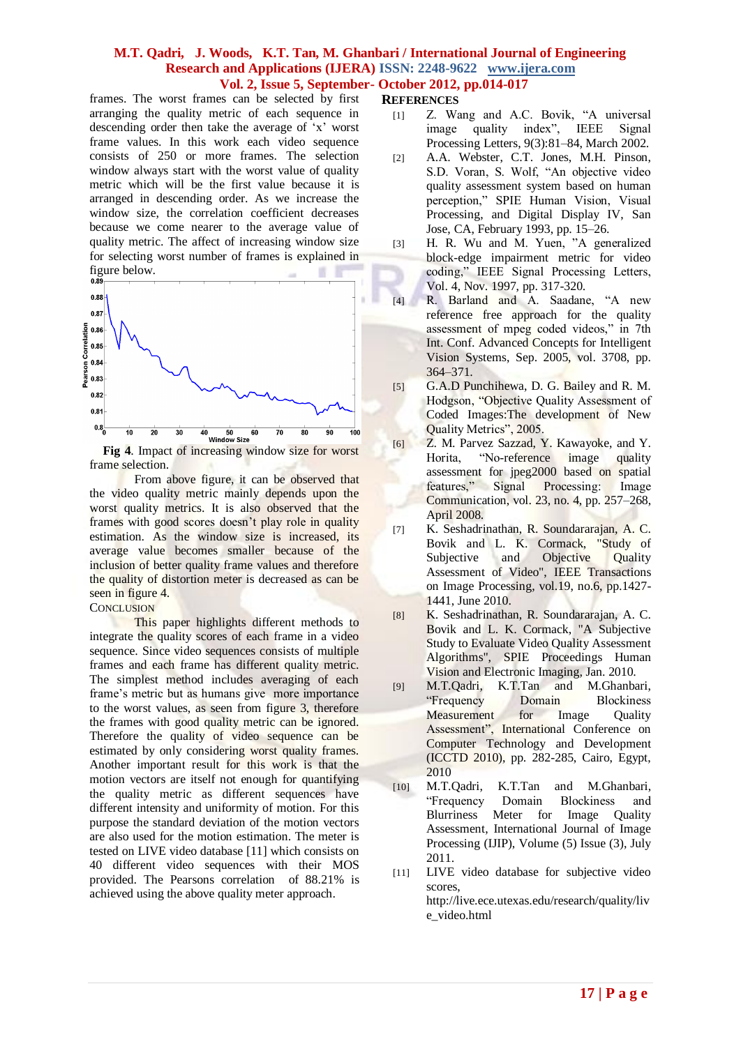frames. The worst frames can be selected by first arranging the quality metric of each sequence in descending order then take the average of 'x' worst frame values. In this work each video sequence consists of 250 or more frames. The selection window always start with the worst value of quality metric which will be the first value because it is arranged in descending order. As we increase the window size, the correlation coefficient decreases because we come nearer to the average value of quality metric. The affect of increasing window size for selecting worst number of frames is explained in figure below.

0.89
0.88
0.87
0.86
0.85
0.84
0.83
0.82
0.81
0.8
Pearson Correlation
0
10
20
30
40
50
60
70
80
90
100
Window Size

**Fig 4**. Impact of increasing window size for worst frame selection.

From above figure, it can be observed that the video quality metric mainly depends upon the worst quality metrics. It is also observed that the frames with good scores doesn't play role in quality estimation. As the window size is increased, its average value becomes smaller because of the inclusion of better quality frame values and therefore the quality of distortion meter is decreased as can be seen in figure 4.

## Conclusion

This paper highlights different methods to integrate the quality scores of each frame in a video sequence. Since video sequences consists of multiple frames and each frame has different quality metric. The simplest method includes averaging of each frame's metric but as humans give more importance to the worst values, as seen from figure 3, therefore the frames with good quality metric can be ignored. Therefore the quality of video sequence can be estimated by only considering worst quality frames. Another important result for this work is that the motion vectors are itself not enough for quantifying the quality metric as different sequences have different intensity and uniformity of motion. For this purpose the standard deviation of the motion vectors are also used for the motion estimation. The meter is tested on LIVE video database [11] which consists on 40 different video sequences with their MOS provided. The Pearsons correlation of 88.21% is achieved using the above quality meter approach.

## References

[1] Z. Wang and A.C. Bovik, "A universal image quality index", IEEE Signal Processing Letters, 9(3):81–84, March 2002.

[2] A.A. Webster, C.T. Jones, M.H. Pinson, S.D. Voran, S. Wolf, "An objective video quality assessment system based on human perception," SPIE Human Vision, Visual Processing, and Digital Display IV, San Jose, CA, February 1993, pp. 15–26.

[3] H. R. Wu and M. Yuen, "A generalized block-edge impairment metric for video coding," IEEE Signal Processing Letters, Vol. 4, Nov. 1997, pp. 317-320.

[4] R. Barland and A. Saadane, "A new reference free approach for the quality assessment of mpeg coded videos," in 7th Int. Conf. Advanced Concepts for Intelligent Vision Systems, Sep. 2005, vol. 3708, pp. 364–371.

[5] G.A.D Punchihewa, D. G. Bailey and R. M. Hodgson, "Objective Quality Assessment of Coded Images:The development of New Quality Metrics", 2005.

[6] Z. M. Parvez Sazzad, Y. Kawayoke, and Y. Horita, "No-reference image quality assessment for jpeg2000 based on spatial features," Signal Processing: Image Communication, vol. 23, no. 4, pp. 257–268, April 2008.

[7] K. Seshadrinathan, R. Soundararajan, A. C. Bovik and L. K. Cormack, "Study of Subjective and Objective Quality Assessment of Video", IEEE Transactions on Image Processing, vol.19, no.6, pp.1427-1441, June 2010.

[8] K. Seshadrinathan, R. Soundararajan, A. C. Bovik and L. K. Cormack, "A Subjective Study to Evaluate Video Quality Assessment Algorithms", SPIE Proceedings Human Vision and Electronic Imaging, Jan. 2010.

[9] M.T.Qadri, K.T.Tan and M.Ghanbari, "Frequency Domain Blockiness Measurement for Image Quality Assessment", International Conference on Computer Technology and Development (ICCTD 2010), pp. 282-285, Cairo, Egypt, 2010

[10] M.T.Qadri, K.T.Tan and M.Ghanbari, "Frequency Domain Blockiness and Blurriness Meter for Image Quality Assessment, International Journal of Image Processing (IJIP), Volume (5) Issue (3), July 2011.

[11] LIVE video database for subjective video scores, http://live.ece.utexas.edu/research/quality/live_video.html